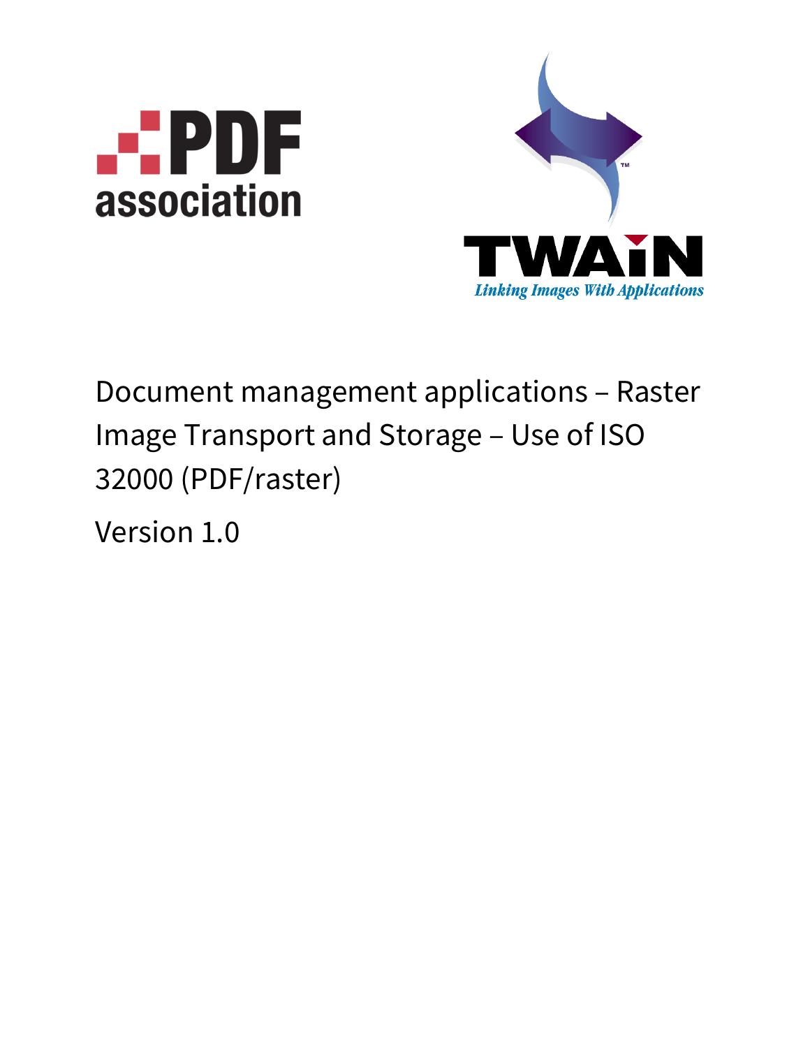# Document management applications – Raster Image Transport and Storage – Use of ISO 32000 (PDF/raster)

Version 1.0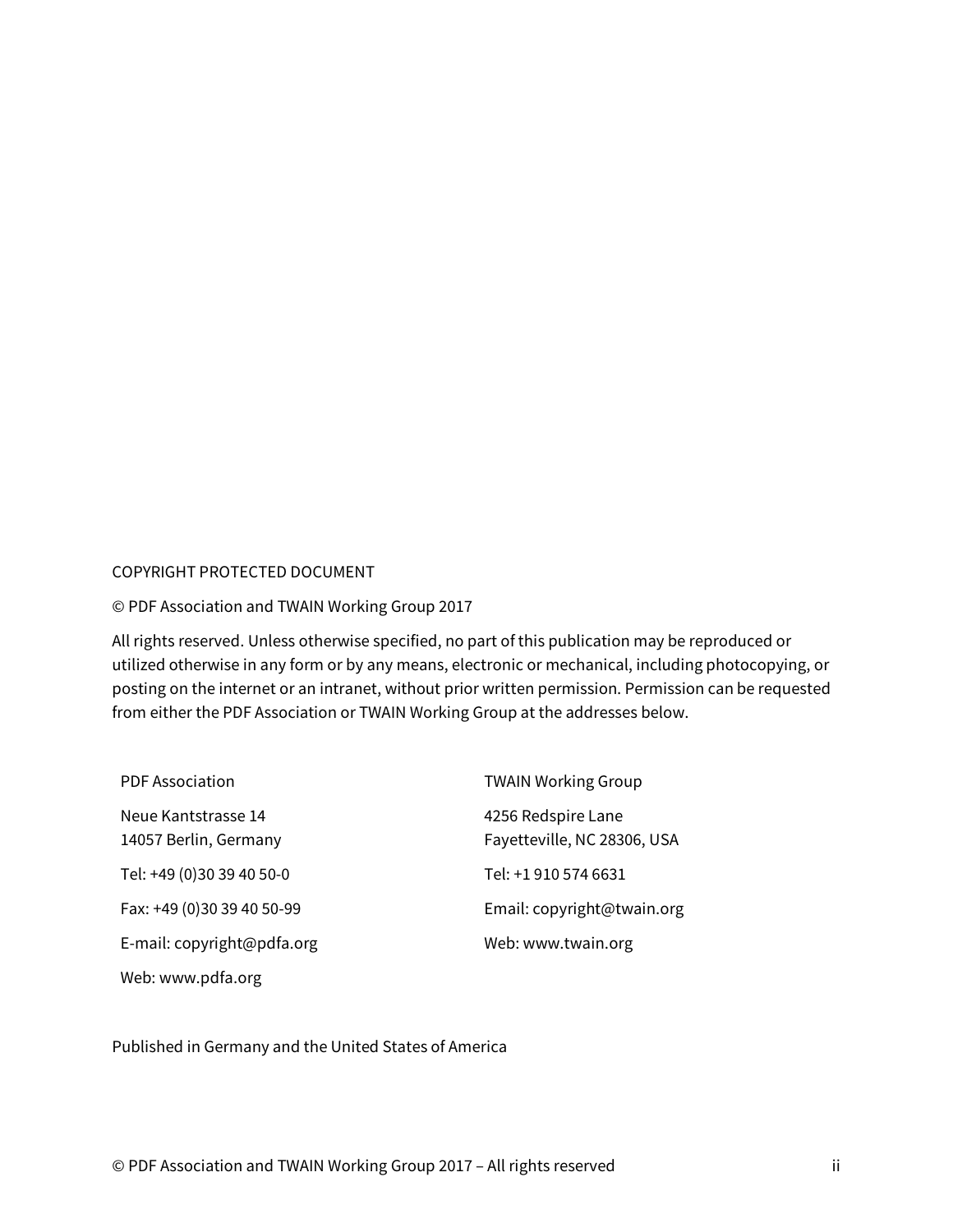COPYRIGHT PROTECTED DOCUMENT

© PDF Association and TWAIN Working Group 2017

All rights reserved. Unless otherwise specified, no part of this publication may be reproduced or utilized otherwise in any form or by any means, electronic or mechanical, including photocopying, or posting on the internet or an intranet, without prior written permission. Permission can be requested from either the PDF Association or TWAIN Working Group at the addresses below.

PDF Association

Neue Kantstrasse 14
14057 Berlin, Germany

Tel: +49 (0)30 39 40 50-0

Fax: +49 (0)30 39 40 50-99

E-mail: copyright@pdfa.org

Web: www.pdfa.org

TWAIN Working Group

4256 Redspire Lane
Fayetteville, NC 28306, USA

Tel: +1 910 574 6631

Email: copyright@twain.org

Web: www.twain.org

Published in Germany and the United States of America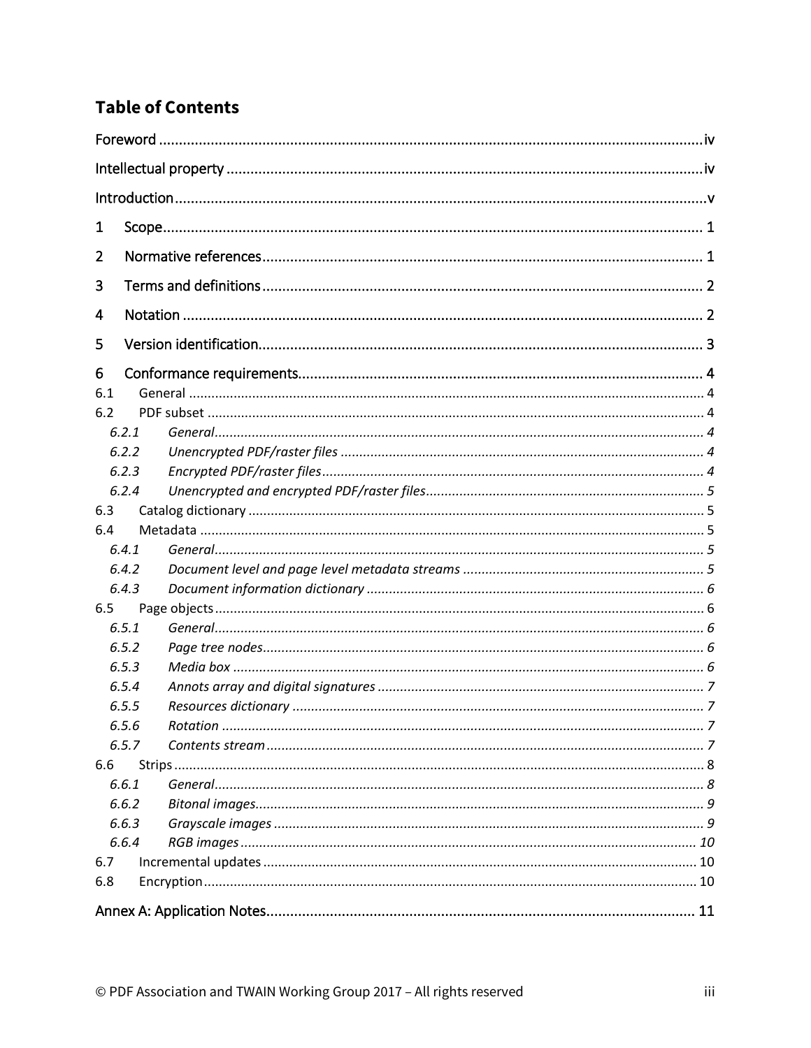# Table of Contents

Foreword ........................................................................................................................... iv

Intellectual property ............................................................................................................ iv

Introduction ......................................................................................................................... v

1 Scope ............................................................................................................................... 1

2 Normative references ....................................................................................................... 1

3 Terms and definitions ...................................................................................................... 2

4 Notation ........................................................................................................................... 2

5 Version identification ....................................................................................................... 3

6 Conformance requirements ............................................................................................. 4

6.1 General ......................................................................................................................... 4

6.2 PDF subset .................................................................................................................... 4

*6.2.1 General* ....................................................................................................................... 4

*6.2.2 Unencrypted PDF/raster files* ..................................................................................... 4

*6.2.3 Encrypted PDF/raster files* ......................................................................................... 4

*6.2.4 Unencrypted and encrypted PDF/raster files* ............................................................. 5

6.3 Catalog dictionary ......................................................................................................... 5

6.4 Metadata ....................................................................................................................... 5

*6.4.1 General* ....................................................................................................................... 5

*6.4.2 Document level and page level metadata streams* .................................................... 5

*6.4.3 Document information dictionary* .............................................................................. 6

6.5 Page objects .................................................................................................................. 6

*6.5.1 General* ....................................................................................................................... 6

*6.5.2 Page tree nodes* .......................................................................................................... 6

*6.5.3 Media box* .................................................................................................................. 6

*6.5.4 Annots array and digital signatures* ........................................................................... 7

*6.5.5 Resources dictionary* .................................................................................................. 7

*6.5.6 Rotation* ..................................................................................................................... 7

*6.5.7 Contents stream* ......................................................................................................... 7

6.6 Strips ............................................................................................................................. 8

*6.6.1 General* ....................................................................................................................... 8

*6.6.2 Bitonal images* ............................................................................................................ 9

*6.6.3 Grayscale images* ........................................................................................................ 9

*6.6.4 RGB images* .............................................................................................................. 10

6.7 Incremental updates ................................................................................................... 10

6.8 Encryption ................................................................................................................... 10

Annex A: Application Notes ................................................................................................ 11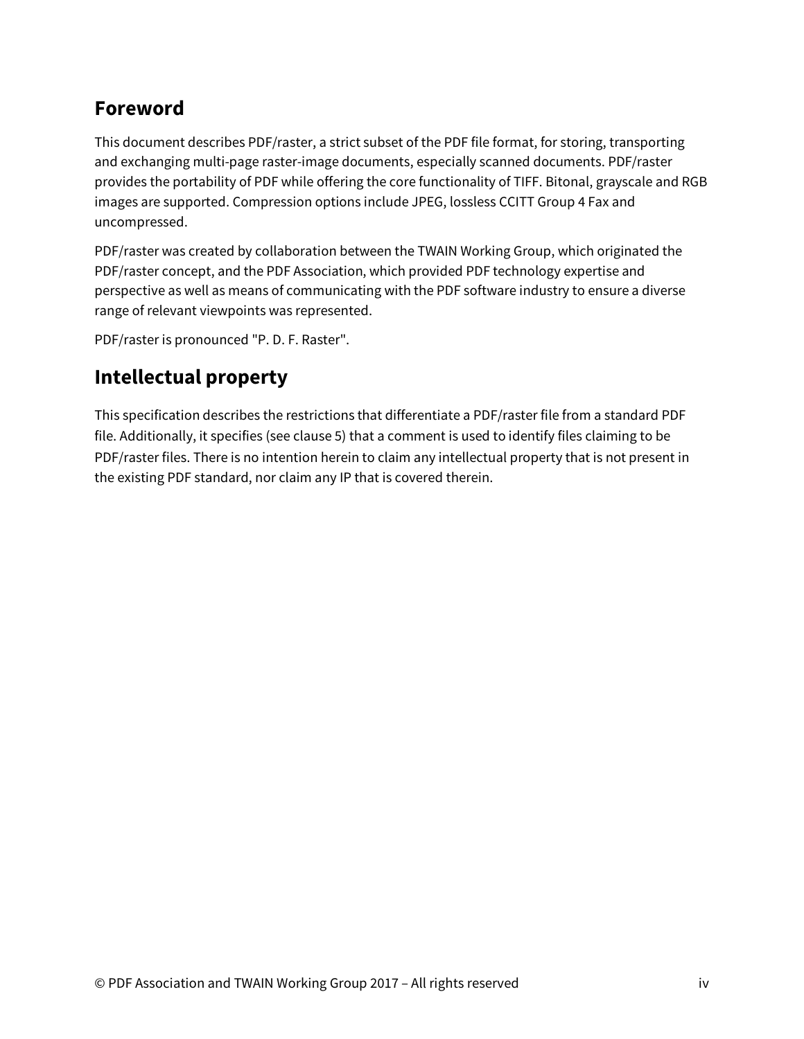## Foreword

This document describes PDF/raster, a strict subset of the PDF file format, for storing, transporting and exchanging multi-page raster-image documents, especially scanned documents. PDF/raster provides the portability of PDF while offering the core functionality of TIFF. Bitonal, grayscale and RGB images are supported. Compression options include JPEG, lossless CCITT Group 4 Fax and uncompressed.

PDF/raster was created by collaboration between the TWAIN Working Group, which originated the PDF/raster concept, and the PDF Association, which provided PDF technology expertise and perspective as well as means of communicating with the PDF software industry to ensure a diverse range of relevant viewpoints was represented.

PDF/raster is pronounced "P. D. F. Raster".

## Intellectual property

This specification describes the restrictions that differentiate a PDF/raster file from a standard PDF file. Additionally, it specifies (see clause 5) that a comment is used to identify files claiming to be PDF/raster files. There is no intention herein to claim any intellectual property that is not present in the existing PDF standard, nor claim any IP that is covered therein.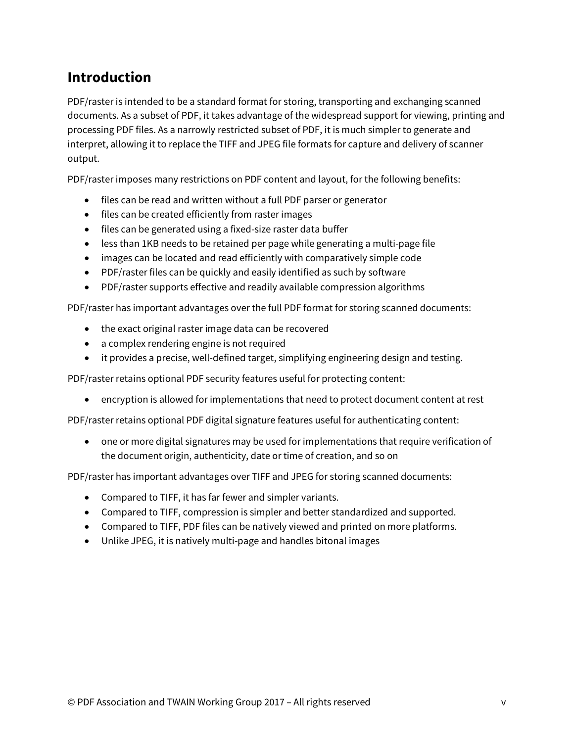# Introduction

PDF/raster is intended to be a standard format for storing, transporting and exchanging scanned documents. As a subset of PDF, it takes advantage of the widespread support for viewing, printing and processing PDF files. As a narrowly restricted subset of PDF, it is much simpler to generate and interpret, allowing it to replace the TIFF and JPEG file formats for capture and delivery of scanner output.

PDF/raster imposes many restrictions on PDF content and layout, for the following benefits:

- files can be read and written without a full PDF parser or generator
- files can be created efficiently from raster images
- files can be generated using a fixed-size raster data buffer
- less than 1KB needs to be retained per page while generating a multi-page file
- images can be located and read efficiently with comparatively simple code
- PDF/raster files can be quickly and easily identified as such by software
- PDF/raster supports effective and readily available compression algorithms

PDF/raster has important advantages over the full PDF format for storing scanned documents:

- the exact original raster image data can be recovered
- a complex rendering engine is not required
- it provides a precise, well-defined target, simplifying engineering design and testing.

PDF/raster retains optional PDF security features useful for protecting content:

- encryption is allowed for implementations that need to protect document content at rest

PDF/raster retains optional PDF digital signature features useful for authenticating content:

- one or more digital signatures may be used for implementations that require verification of the document origin, authenticity, date or time of creation, and so on

PDF/raster has important advantages over TIFF and JPEG for storing scanned documents:

- Compared to TIFF, it has far fewer and simpler variants.
- Compared to TIFF, compression is simpler and better standardized and supported.
- Compared to TIFF, PDF files can be natively viewed and printed on more platforms.
- Unlike JPEG, it is natively multi-page and handles bitonal images

© PDF Association and TWAIN Working Group 2017 – All rights reserved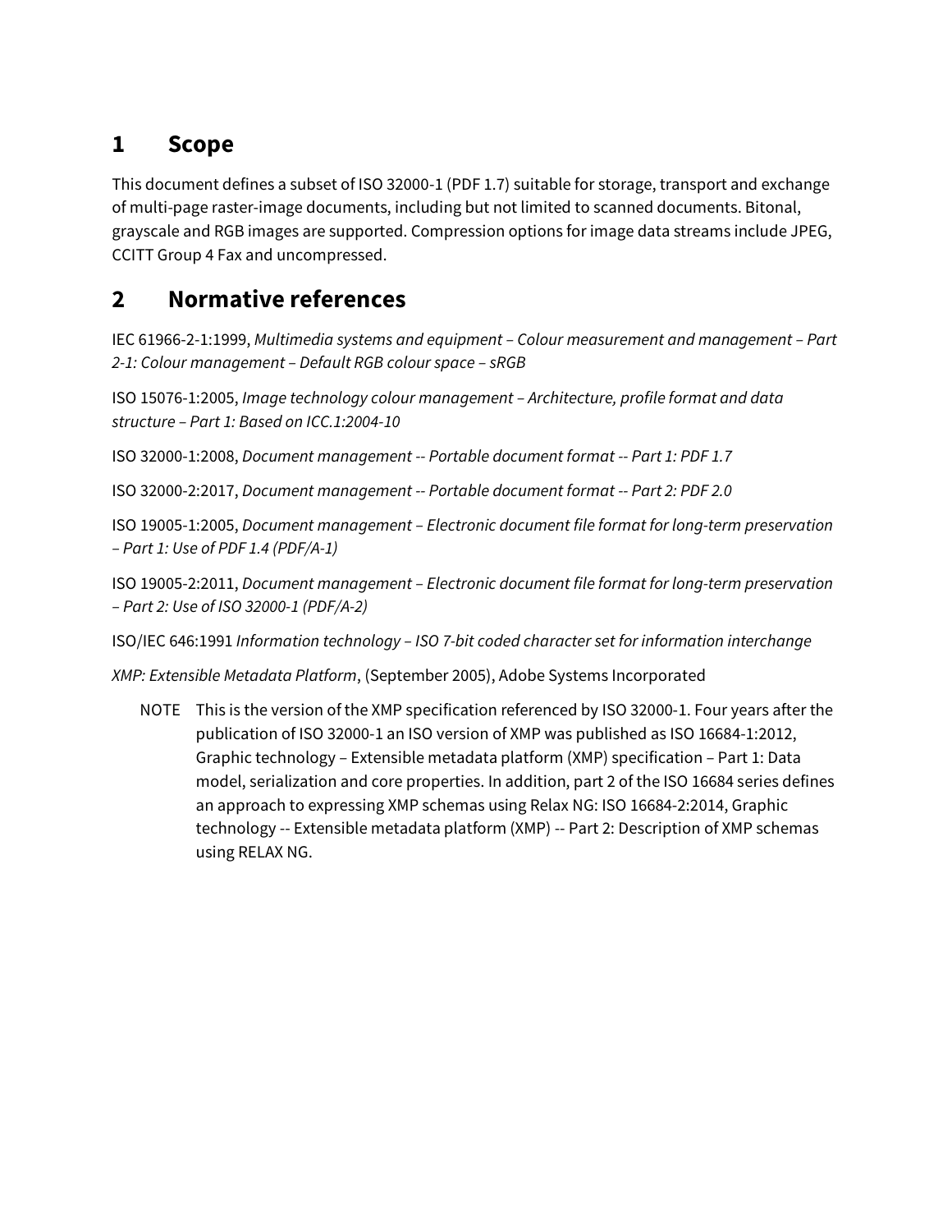# 1 Scope

This document defines a subset of ISO 32000-1 (PDF 1.7) suitable for storage, transport and exchange of multi-page raster-image documents, including but not limited to scanned documents. Bitonal, grayscale and RGB images are supported. Compression options for image data streams include JPEG, CCITT Group 4 Fax and uncompressed.

# 2 Normative references

IEC 61966-2-1:1999, *Multimedia systems and equipment – Colour measurement and management – Part 2-1: Colour management – Default RGB colour space – sRGB*

ISO 15076-1:2005, *Image technology colour management – Architecture, profile format and data structure – Part 1: Based on ICC.1:2004-10*

ISO 32000-1:2008, *Document management -- Portable document format -- Part 1: PDF 1.7*

ISO 32000-2:2017, *Document management -- Portable document format -- Part 2: PDF 2.0*

ISO 19005-1:2005, *Document management – Electronic document file format for long-term preservation – Part 1: Use of PDF 1.4 (PDF/A-1)*

ISO 19005-2:2011, *Document management – Electronic document file format for long-term preservation – Part 2: Use of ISO 32000-1 (PDF/A-2)*

ISO/IEC 646:1991 *Information technology – ISO 7-bit coded character set for information interchange*

*XMP: Extensible Metadata Platform*, (September 2005), Adobe Systems Incorporated

> NOTE This is the version of the XMP specification referenced by ISO 32000-1. Four years after the publication of ISO 32000-1 an ISO version of XMP was published as ISO 16684-1:2012, Graphic technology – Extensible metadata platform (XMP) specification – Part 1: Data model, serialization and core properties. In addition, part 2 of the ISO 16684 series defines an approach to expressing XMP schemas using Relax NG: ISO 16684-2:2014, Graphic technology -- Extensible metadata platform (XMP) -- Part 2: Description of XMP schemas using RELAX NG.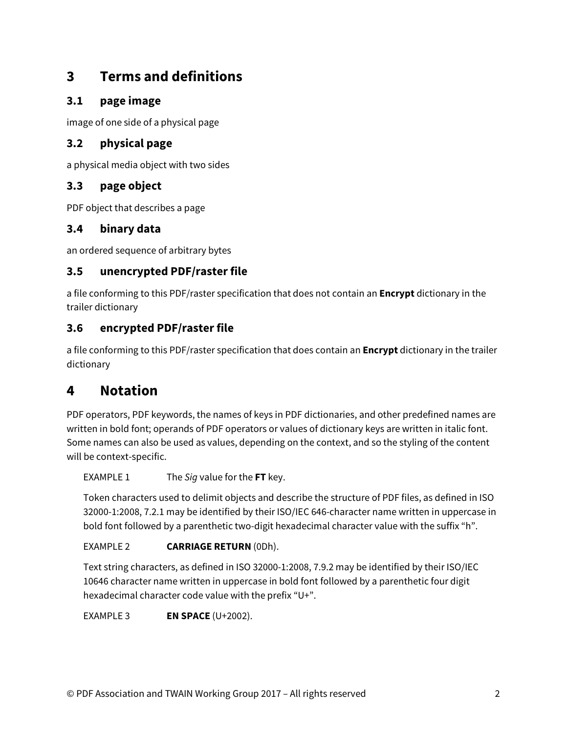# 3 Terms and definitions

## 3.1 page image

image of one side of a physical page

## 3.2 physical page

a physical media object with two sides

## 3.3 page object

PDF object that describes a page

## 3.4 binary data

an ordered sequence of arbitrary bytes

## 3.5 unencrypted PDF/raster file

a file conforming to this PDF/raster specification that does not contain an **Encrypt** dictionary in the trailer dictionary

## 3.6 encrypted PDF/raster file

a file conforming to this PDF/raster specification that does contain an **Encrypt** dictionary in the trailer dictionary

# 4 Notation

PDF operators, PDF keywords, the names of keys in PDF dictionaries, and other predefined names are written in bold font; operands of PDF operators or values of dictionary keys are written in italic font. Some names can also be used as values, depending on the context, and so the styling of the content will be context-specific.

EXAMPLE 1 The *Sig* value for the **FT** key.

Token characters used to delimit objects and describe the structure of PDF files, as defined in ISO 32000-1:2008, 7.2.1 may be identified by their ISO/IEC 646-character name written in uppercase in bold font followed by a parenthetic two-digit hexadecimal character value with the suffix "h".

EXAMPLE 2 **CARRIAGE RETURN** (0Dh).

Text string characters, as defined in ISO 32000-1:2008, 7.9.2 may be identified by their ISO/IEC 10646 character name written in uppercase in bold font followed by a parenthetic four digit hexadecimal character code value with the prefix "U+".

EXAMPLE 3 **EN SPACE** (U+2002).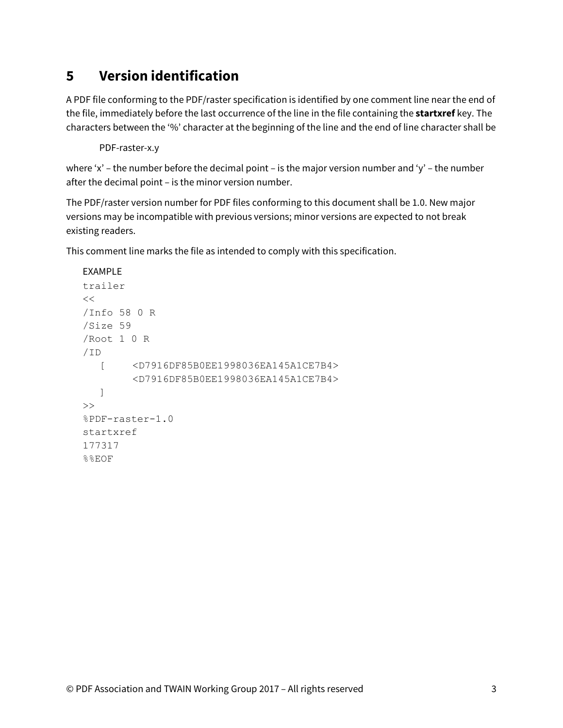# 5 Version identification

A PDF file conforming to the PDF/raster specification is identified by one comment line near the end of the file, immediately before the last occurrence of the line in the file containing the **startxref** key. The characters between the '%' character at the beginning of the line and the end of line character shall be

PDF-raster-x.y

where 'x' – the number before the decimal point – is the major version number and 'y' – the number after the decimal point – is the minor version number.

The PDF/raster version number for PDF files conforming to this document shall be 1.0. New major versions may be incompatible with previous versions; minor versions are expected to not break existing readers.

This comment line marks the file as intended to comply with this specification.

EXAMPLE

```
trailer
<<
/Info 58 0 R
/Size 59
/Root 1 0 R
/ID
   [     <D7916DF85B0EE1998036EA145A1CE7B4>
         <D7916DF85B0EE1998036EA145A1CE7B4>
   ]
>>
%PDF-raster-1.0
startxref
177317
%%EOF
```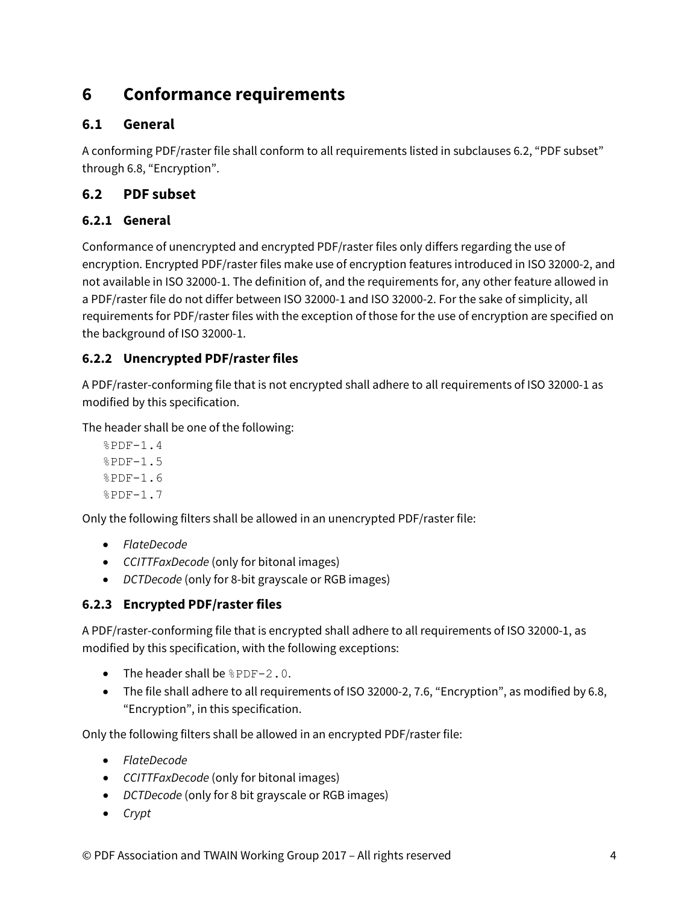# 6 Conformance requirements

## 6.1 General

A conforming PDF/raster file shall conform to all requirements listed in subclauses 6.2, "PDF subset" through 6.8, "Encryption".

## 6.2 PDF subset

### 6.2.1 General

Conformance of unencrypted and encrypted PDF/raster files only differs regarding the use of encryption. Encrypted PDF/raster files make use of encryption features introduced in ISO 32000-2, and not available in ISO 32000-1. The definition of, and the requirements for, any other feature allowed in a PDF/raster file do not differ between ISO 32000-1 and ISO 32000-2. For the sake of simplicity, all requirements for PDF/raster files with the exception of those for the use of encryption are specified on the background of ISO 32000-1.

### 6.2.2 Unencrypted PDF/raster files

A PDF/raster-conforming file that is not encrypted shall adhere to all requirements of ISO 32000-1 as modified by this specification.

The header shall be one of the following:

```
%PDF-1.4
%PDF-1.5
%PDF-1.6
%PDF-1.7
```

Only the following filters shall be allowed in an unencrypted PDF/raster file:

- *FlateDecode*
- *CCITTFaxDecode* (only for bitonal images)
- *DCTDecode* (only for 8-bit grayscale or RGB images)

### 6.2.3 Encrypted PDF/raster files

A PDF/raster-conforming file that is encrypted shall adhere to all requirements of ISO 32000-1, as modified by this specification, with the following exceptions:

- The header shall be `%PDF-2.0`.
- The file shall adhere to all requirements of ISO 32000-2, 7.6, "Encryption", as modified by 6.8, "Encryption", in this specification.

Only the following filters shall be allowed in an encrypted PDF/raster file:

- *FlateDecode*
- *CCITTFaxDecode* (only for bitonal images)
- *DCTDecode* (only for 8 bit grayscale or RGB images)
- *Crypt*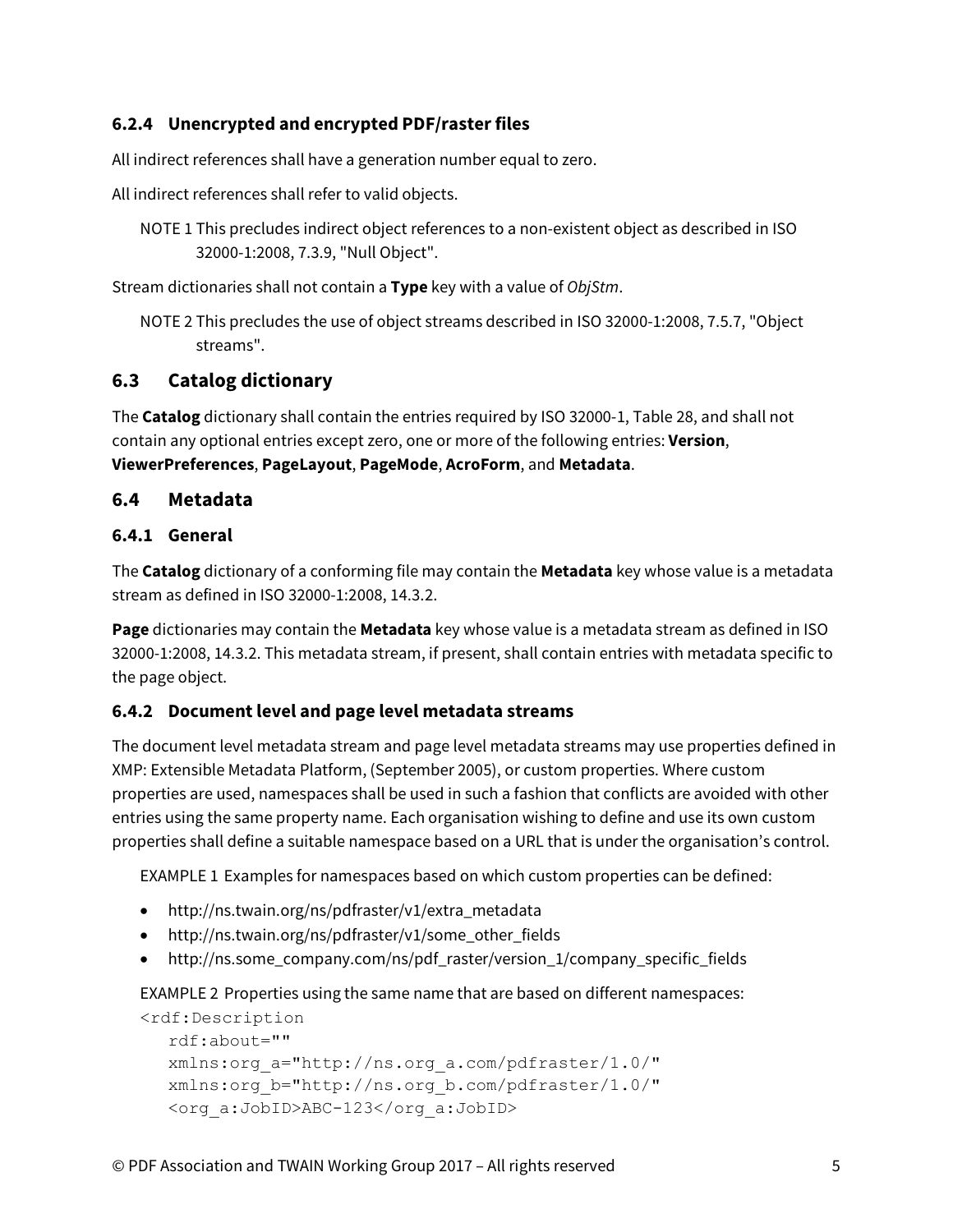### 6.2.4 Unencrypted and encrypted PDF/raster files

All indirect references shall have a generation number equal to zero.

All indirect references shall refer to valid objects.

NOTE 1 This precludes indirect object references to a non-existent object as described in ISO 32000-1:2008, 7.3.9, "Null Object".

Stream dictionaries shall not contain a **Type** key with a value of *ObjStm*.

NOTE 2 This precludes the use of object streams described in ISO 32000-1:2008, 7.5.7, "Object streams".

## 6.3 Catalog dictionary

The **Catalog** dictionary shall contain the entries required by ISO 32000-1, Table 28, and shall not contain any optional entries except zero, one or more of the following entries: **Version**, **ViewerPreferences**, **PageLayout**, **PageMode**, **AcroForm**, and **Metadata**.

## 6.4 Metadata

### 6.4.1 General

The **Catalog** dictionary of a conforming file may contain the **Metadata** key whose value is a metadata stream as defined in ISO 32000-1:2008, 14.3.2.

**Page** dictionaries may contain the **Metadata** key whose value is a metadata stream as defined in ISO 32000-1:2008, 14.3.2. This metadata stream, if present, shall contain entries with metadata specific to the page object.

### 6.4.2 Document level and page level metadata streams

The document level metadata stream and page level metadata streams may use properties defined in XMP: Extensible Metadata Platform, (September 2005), or custom properties. Where custom properties are used, namespaces shall be used in such a fashion that conflicts are avoided with other entries using the same property name. Each organisation wishing to define and use its own custom properties shall define a suitable namespace based on a URL that is under the organisation's control.

EXAMPLE 1 Examples for namespaces based on which custom properties can be defined:

- http://ns.twain.org/ns/pdfraster/v1/extra_metadata
- http://ns.twain.org/ns/pdfraster/v1/some_other_fields
- http://ns.some_company.com/ns/pdf_raster/version_1/company_specific_fields

EXAMPLE 2 Properties using the same name that are based on different namespaces:

```
<rdf:Description
   rdf:about=""
   xmlns:org_a="http://ns.org_a.com/pdfraster/1.0/"
   xmlns:org_b="http://ns.org_b.com/pdfraster/1.0/"
   <org_a:JobID>ABC-123</org_a:JobID>
```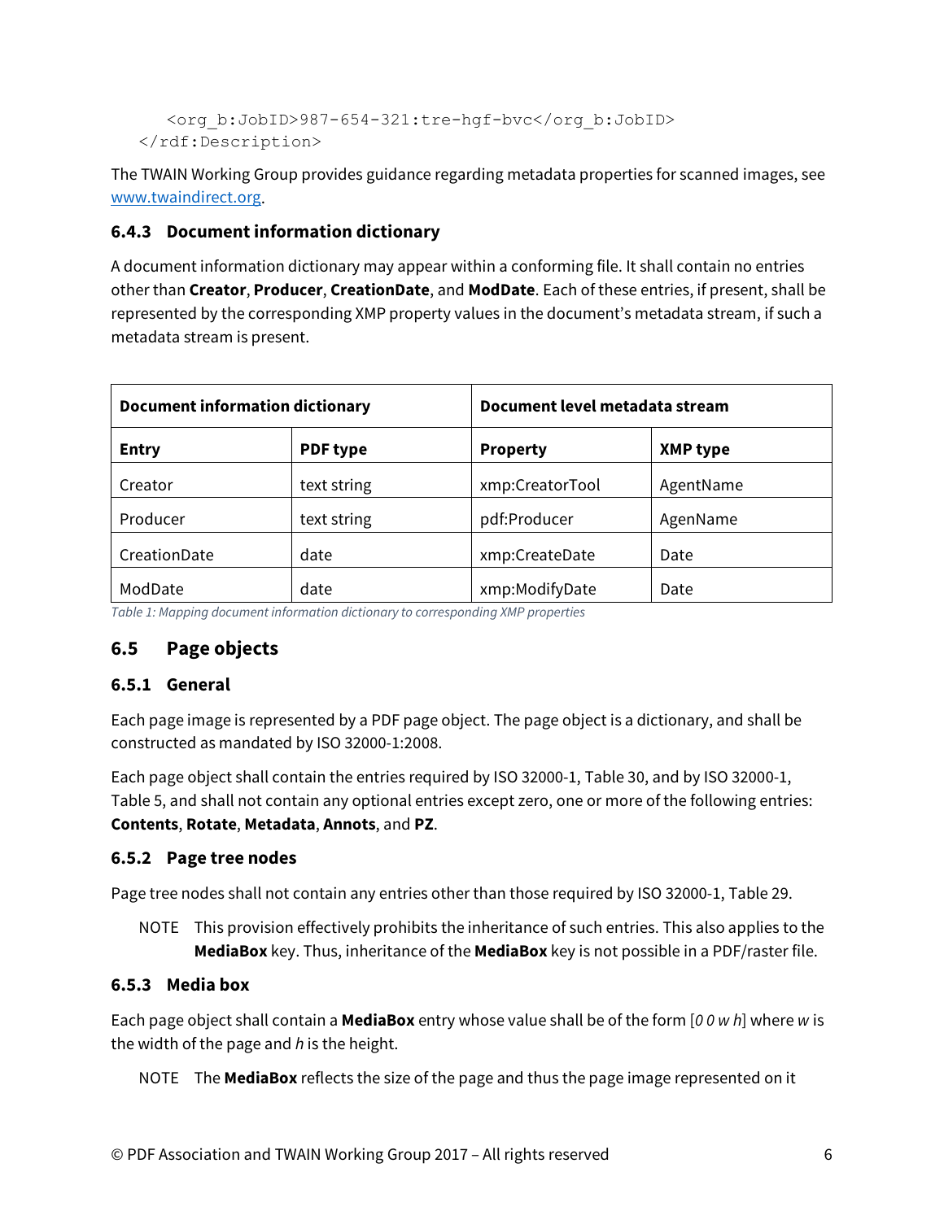```
    <org_b:JobID>987-654-321:tre-hgf-bvc</org_b:JobID>
  </rdf:Description>
```

The TWAIN Working Group provides guidance regarding metadata properties for scanned images, see [www.twaindirect.org](http://www.twaindirect.org).

### 6.4.3 Document information dictionary

A document information dictionary may appear within a conforming file. It shall contain no entries other than **Creator**, **Producer**, **CreationDate**, and **ModDate**. Each of these entries, if present, shall be represented by the corresponding XMP property values in the document's metadata stream, if such a metadata stream is present.

| **Document information dictionary** | | **Document level metadata stream** | |
|---|---|---|---|
| **Entry** | **PDF type** | **Property** | **XMP type** |
| Creator | text string | xmp:CreatorTool | AgentName |
| Producer | text string | pdf:Producer | AgenName |
| CreationDate | date | xmp:CreateDate | Date |
| ModDate | date | xmp:ModifyDate | Date |

*Table 1: Mapping document information dictionary to corresponding XMP properties*

## 6.5 Page objects

### 6.5.1 General

Each page image is represented by a PDF page object. The page object is a dictionary, and shall be constructed as mandated by ISO 32000-1:2008.

Each page object shall contain the entries required by ISO 32000-1, Table 30, and by ISO 32000-1, Table 5, and shall not contain any optional entries except zero, one or more of the following entries: **Contents**, **Rotate**, **Metadata**, **Annots**, and **PZ**.

### 6.5.2 Page tree nodes

Page tree nodes shall not contain any entries other than those required by ISO 32000-1, Table 29.

NOTE This provision effectively prohibits the inheritance of such entries. This also applies to the **MediaBox** key. Thus, inheritance of the **MediaBox** key is not possible in a PDF/raster file.

### 6.5.3 Media box

Each page object shall contain a **MediaBox** entry whose value shall be of the form [*0 0 w h*] where *w* is the width of the page and *h* is the height.

NOTE The **MediaBox** reflects the size of the page and thus the page image represented on it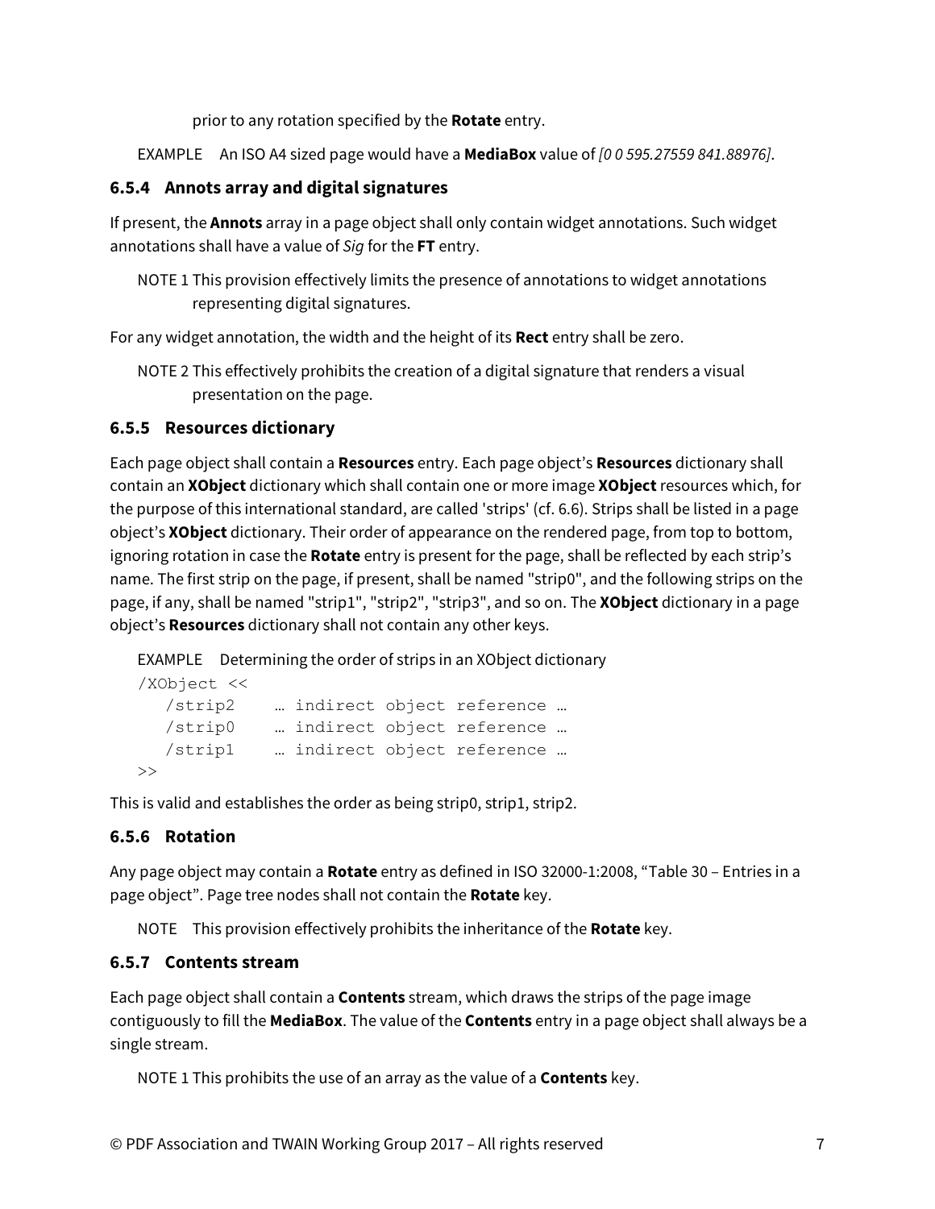prior to any rotation specified by the **Rotate** entry.

EXAMPLE An ISO A4 sized page would have a **MediaBox** value of *[0 0 595.27559 841.88976]*.

### 6.5.4 Annots array and digital signatures

If present, the **Annots** array in a page object shall only contain widget annotations. Such widget annotations shall have a value of *Sig* for the **FT** entry.

NOTE 1 This provision effectively limits the presence of annotations to widget annotations representing digital signatures.

For any widget annotation, the width and the height of its **Rect** entry shall be zero.

NOTE 2 This effectively prohibits the creation of a digital signature that renders a visual presentation on the page.

### 6.5.5 Resources dictionary

Each page object shall contain a **Resources** entry. Each page object's **Resources** dictionary shall contain an **XObject** dictionary which shall contain one or more image **XObject** resources which, for the purpose of this international standard, are called 'strips' (cf. 6.6). Strips shall be listed in a page object's **XObject** dictionary. Their order of appearance on the rendered page, from top to bottom, ignoring rotation in case the **Rotate** entry is present for the page, shall be reflected by each strip's name. The first strip on the page, if present, shall be named "strip0", and the following strips on the page, if any, shall be named "strip1", "strip2", "strip3", and so on. The **XObject** dictionary in a page object's **Resources** dictionary shall not contain any other keys.

EXAMPLE Determining the order of strips in an XObject dictionary

```
/XObject <<
   /strip2    … indirect object reference …
   /strip0    … indirect object reference …
   /strip1    … indirect object reference …
>>
```

This is valid and establishes the order as being strip0, strip1, strip2.

### 6.5.6 Rotation

Any page object may contain a **Rotate** entry as defined in ISO 32000-1:2008, "Table 30 – Entries in a page object". Page tree nodes shall not contain the **Rotate** key.

NOTE This provision effectively prohibits the inheritance of the **Rotate** key.

### 6.5.7 Contents stream

Each page object shall contain a **Contents** stream, which draws the strips of the page image contiguously to fill the **MediaBox**. The value of the **Contents** entry in a page object shall always be a single stream.

NOTE 1 This prohibits the use of an array as the value of a **Contents** key.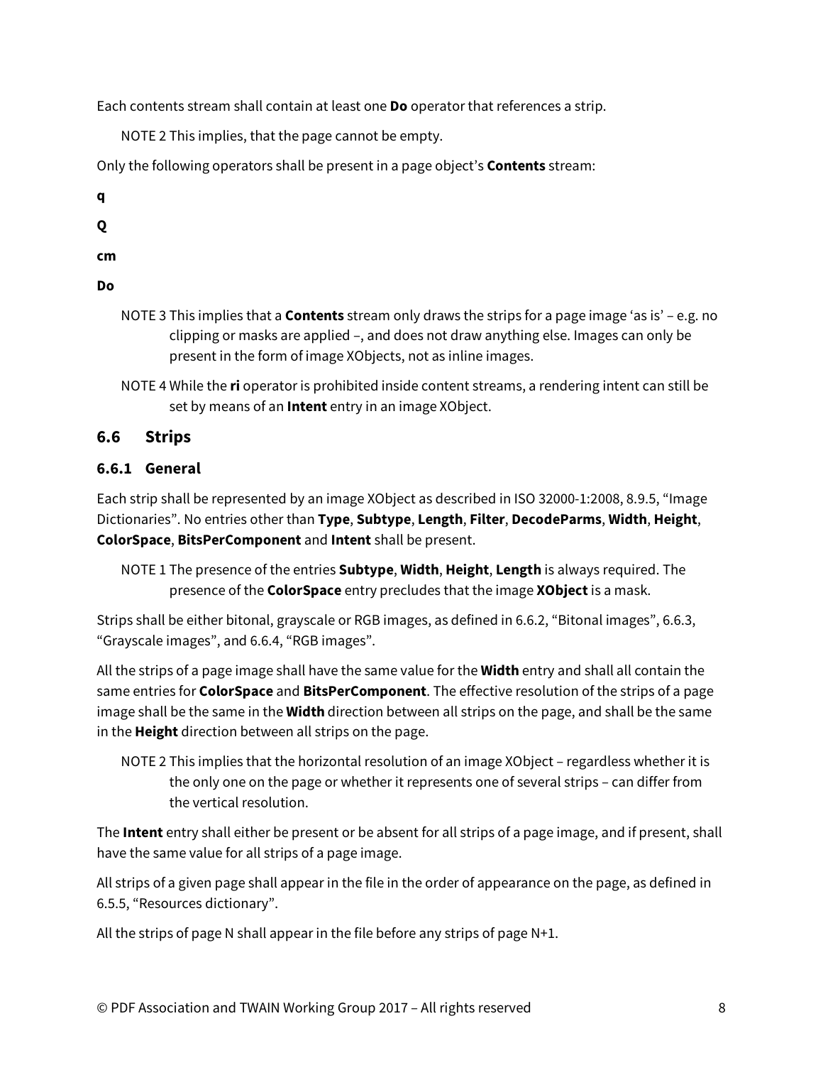Each contents stream shall contain at least one **Do** operator that references a strip.

NOTE 2 This implies, that the page cannot be empty.

Only the following operators shall be present in a page object's **Contents** stream:

**q**

**Q**

**cm**

**Do**

NOTE 3 This implies that a **Contents** stream only draws the strips for a page image 'as is' – e.g. no clipping or masks are applied –, and does not draw anything else. Images can only be present in the form of image XObjects, not as inline images.

NOTE 4 While the **ri** operator is prohibited inside content streams, a rendering intent can still be set by means of an **Intent** entry in an image XObject.

## 6.6 Strips

### 6.6.1 General

Each strip shall be represented by an image XObject as described in ISO 32000-1:2008, 8.9.5, "Image Dictionaries". No entries other than **Type**, **Subtype**, **Length**, **Filter**, **DecodeParms**, **Width**, **Height**, **ColorSpace**, **BitsPerComponent** and **Intent** shall be present.

NOTE 1 The presence of the entries **Subtype**, **Width**, **Height**, **Length** is always required. The presence of the **ColorSpace** entry precludes that the image **XObject** is a mask.

Strips shall be either bitonal, grayscale or RGB images, as defined in 6.6.2, "Bitonal images", 6.6.3, "Grayscale images", and 6.6.4, "RGB images".

All the strips of a page image shall have the same value for the **Width** entry and shall all contain the same entries for **ColorSpace** and **BitsPerComponent**. The effective resolution of the strips of a page image shall be the same in the **Width** direction between all strips on the page, and shall be the same in the **Height** direction between all strips on the page.

NOTE 2 This implies that the horizontal resolution of an image XObject – regardless whether it is the only one on the page or whether it represents one of several strips – can differ from the vertical resolution.

The **Intent** entry shall either be present or be absent for all strips of a page image, and if present, shall have the same value for all strips of a page image.

All strips of a given page shall appear in the file in the order of appearance on the page, as defined in 6.5.5, "Resources dictionary".

All the strips of page N shall appear in the file before any strips of page N+1.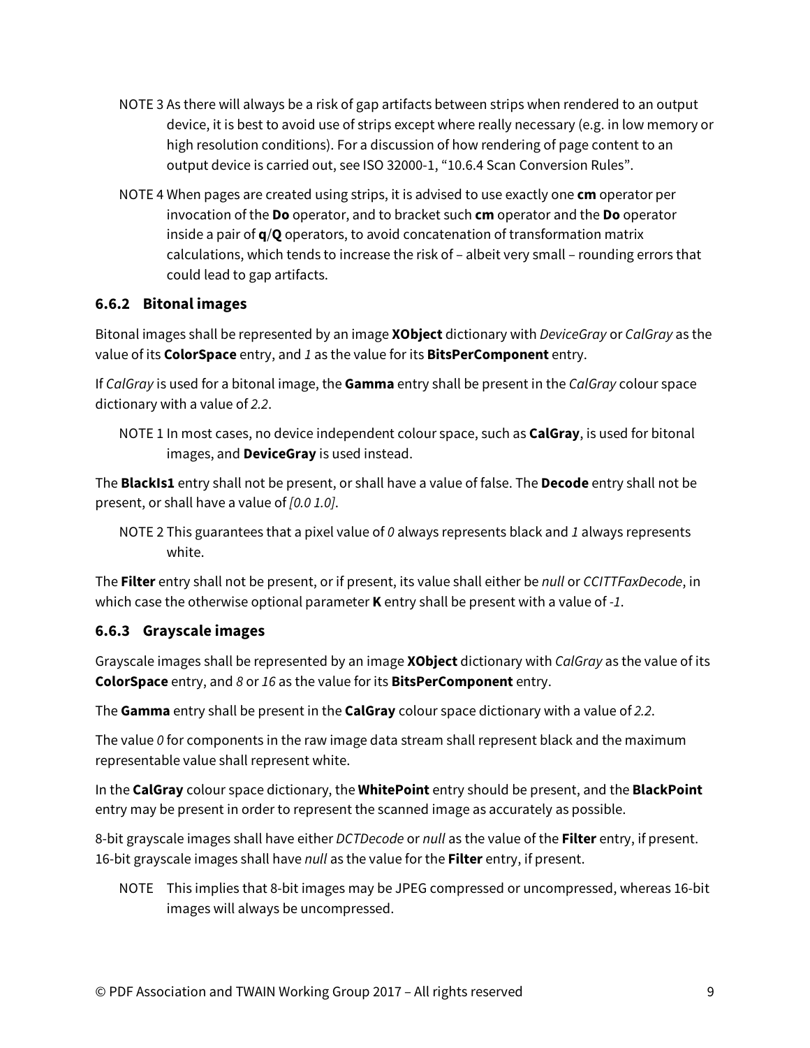NOTE 3 As there will always be a risk of gap artifacts between strips when rendered to an output device, it is best to avoid use of strips except where really necessary (e.g. in low memory or high resolution conditions). For a discussion of how rendering of page content to an output device is carried out, see ISO 32000-1, "10.6.4 Scan Conversion Rules".

NOTE 4 When pages are created using strips, it is advised to use exactly one **cm** operator per invocation of the **Do** operator, and to bracket such **cm** operator and the **Do** operator inside a pair of **q**/**Q** operators, to avoid concatenation of transformation matrix calculations, which tends to increase the risk of – albeit very small – rounding errors that could lead to gap artifacts.

### 6.6.2 Bitonal images

Bitonal images shall be represented by an image **XObject** dictionary with *DeviceGray* or *CalGray* as the value of its **ColorSpace** entry, and *1* as the value for its **BitsPerComponent** entry.

If *CalGray* is used for a bitonal image, the **Gamma** entry shall be present in the *CalGray* colour space dictionary with a value of *2.2*.

NOTE 1 In most cases, no device independent colour space, such as **CalGray**, is used for bitonal images, and **DeviceGray** is used instead.

The **BlackIs1** entry shall not be present, or shall have a value of false. The **Decode** entry shall not be present, or shall have a value of *[0.0 1.0]*.

NOTE 2 This guarantees that a pixel value of *0* always represents black and *1* always represents white.

The **Filter** entry shall not be present, or if present, its value shall either be *null* or *CCITTFaxDecode*, in which case the otherwise optional parameter **K** entry shall be present with a value of *-1*.

### 6.6.3 Grayscale images

Grayscale images shall be represented by an image **XObject** dictionary with *CalGray* as the value of its **ColorSpace** entry, and *8* or *16* as the value for its **BitsPerComponent** entry.

The **Gamma** entry shall be present in the **CalGray** colour space dictionary with a value of *2.2*.

The value *0* for components in the raw image data stream shall represent black and the maximum representable value shall represent white.

In the **CalGray** colour space dictionary, the **WhitePoint** entry should be present, and the **BlackPoint** entry may be present in order to represent the scanned image as accurately as possible.

8-bit grayscale images shall have either *DCTDecode* or *null* as the value of the **Filter** entry, if present. 16-bit grayscale images shall have *null* as the value for the **Filter** entry, if present.

NOTE This implies that 8-bit images may be JPEG compressed or uncompressed, whereas 16-bit images will always be uncompressed.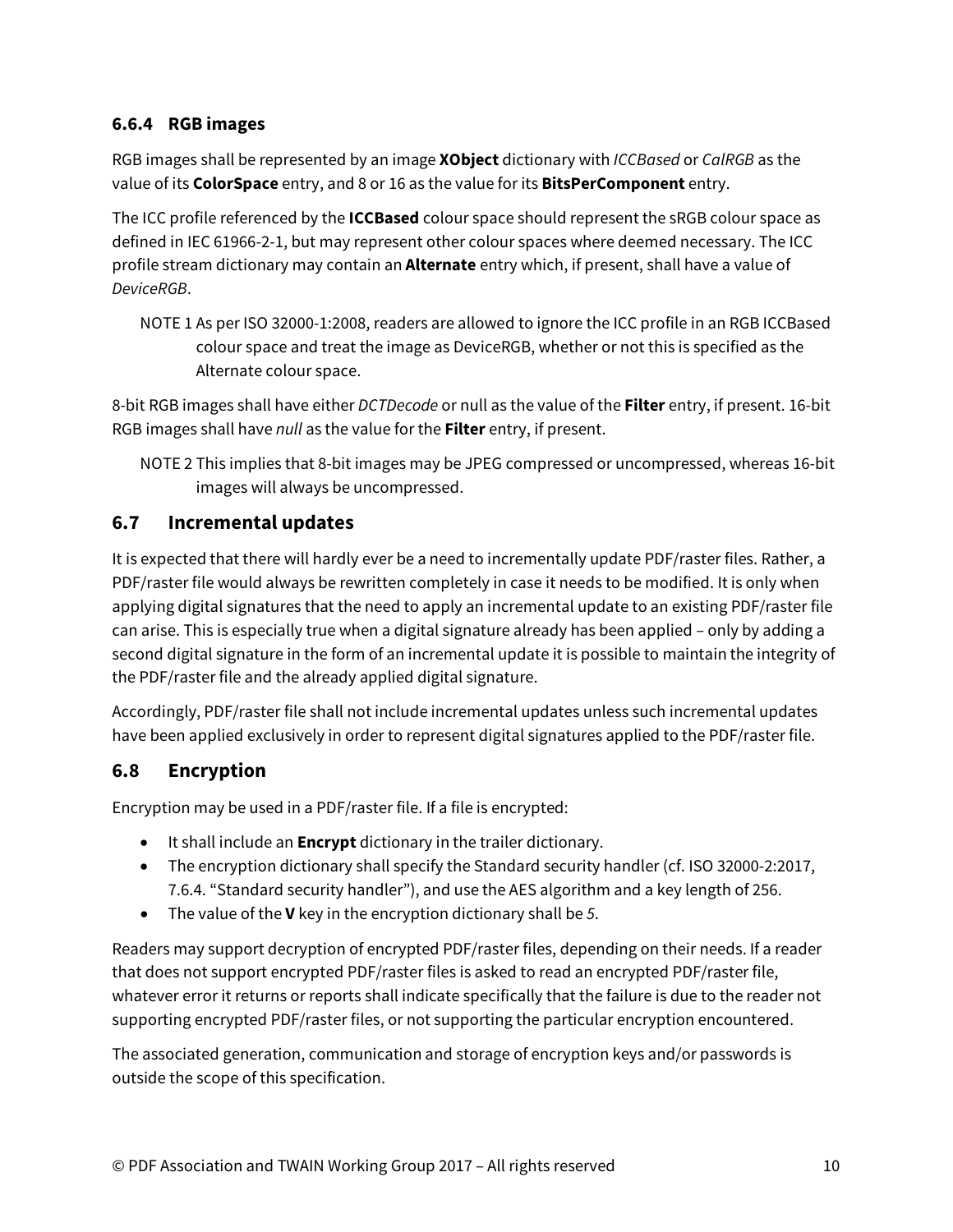### 6.6.4 RGB images

RGB images shall be represented by an image **XObject** dictionary with *ICCBased* or *CalRGB* as the value of its **ColorSpace** entry, and 8 or 16 as the value for its **BitsPerComponent** entry.

The ICC profile referenced by the **ICCBased** colour space should represent the sRGB colour space as defined in IEC 61966-2-1, but may represent other colour spaces where deemed necessary. The ICC profile stream dictionary may contain an **Alternate** entry which, if present, shall have a value of *DeviceRGB*.

> NOTE 1 As per ISO 32000-1:2008, readers are allowed to ignore the ICC profile in an RGB ICCBased colour space and treat the image as DeviceRGB, whether or not this is specified as the Alternate colour space.

8-bit RGB images shall have either *DCTDecode* or null as the value of the **Filter** entry, if present. 16-bit RGB images shall have *null* as the value for the **Filter** entry, if present.

> NOTE 2 This implies that 8-bit images may be JPEG compressed or uncompressed, whereas 16-bit images will always be uncompressed.

## 6.7 Incremental updates

It is expected that there will hardly ever be a need to incrementally update PDF/raster files. Rather, a PDF/raster file would always be rewritten completely in case it needs to be modified. It is only when applying digital signatures that the need to apply an incremental update to an existing PDF/raster file can arise. This is especially true when a digital signature already has been applied – only by adding a second digital signature in the form of an incremental update it is possible to maintain the integrity of the PDF/raster file and the already applied digital signature.

Accordingly, PDF/raster file shall not include incremental updates unless such incremental updates have been applied exclusively in order to represent digital signatures applied to the PDF/raster file.

## 6.8 Encryption

Encryption may be used in a PDF/raster file. If a file is encrypted:

- It shall include an **Encrypt** dictionary in the trailer dictionary.
- The encryption dictionary shall specify the Standard security handler (cf. ISO 32000-2:2017, 7.6.4. "Standard security handler"), and use the AES algorithm and a key length of 256.
- The value of the **V** key in the encryption dictionary shall be *5*.

Readers may support decryption of encrypted PDF/raster files, depending on their needs. If a reader that does not support encrypted PDF/raster files is asked to read an encrypted PDF/raster file, whatever error it returns or reports shall indicate specifically that the failure is due to the reader not supporting encrypted PDF/raster files, or not supporting the particular encryption encountered.

The associated generation, communication and storage of encryption keys and/or passwords is outside the scope of this specification.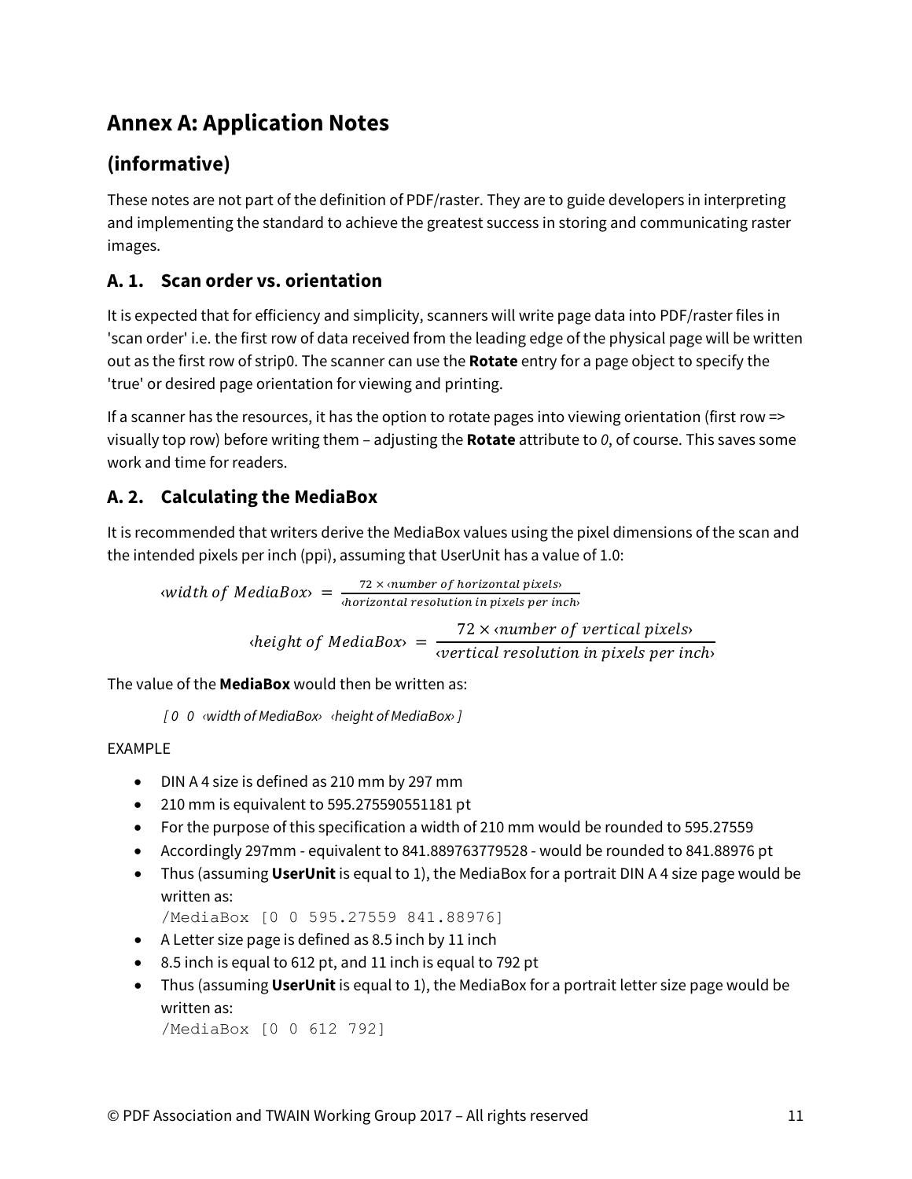# Annex A: Application Notes

## (informative)

These notes are not part of the definition of PDF/raster. They are to guide developers in interpreting and implementing the standard to achieve the greatest success in storing and communicating raster images.

### A. 1. Scan order vs. orientation

It is expected that for efficiency and simplicity, scanners will write page data into PDF/raster files in 'scan order' i.e. the first row of data received from the leading edge of the physical page will be written out as the first row of strip0. The scanner can use the **Rotate** entry for a page object to specify the 'true' or desired page orientation for viewing and printing.

If a scanner has the resources, it has the option to rotate pages into viewing orientation (first row => visually top row) before writing them – adjusting the **Rotate** attribute to *0*, of course. This saves some work and time for readers.

### A. 2. Calculating the MediaBox

It is recommended that writers derive the MediaBox values using the pixel dimensions of the scan and the intended pixels per inch (ppi), assuming that UserUnit has a value of 1.0:

$$\langle width\ of\ MediaBox \rangle = \frac{72 \times \langle number\ of\ horizontal\ pixels \rangle}{\langle horizontal\ resolution\ in\ pixels\ per\ inch \rangle}$$

$$\langle height\ of\ MediaBox \rangle = \frac{72 \times \langle number\ of\ vertical\ pixels \rangle}{\langle vertical\ resolution\ in\ pixels\ per\ inch \rangle}$$

The value of the **MediaBox** would then be written as:

*[ 0 0 ‹width of MediaBox› ‹height of MediaBox› ]*

EXAMPLE

- DIN A 4 size is defined as 210 mm by 297 mm
- 210 mm is equivalent to 595.275590551181 pt
- For the purpose of this specification a width of 210 mm would be rounded to 595.27559
- Accordingly 297mm - equivalent to 841.889763779528 - would be rounded to 841.88976 pt
- Thus (assuming **UserUnit** is equal to 1), the MediaBox for a portrait DIN A 4 size page would be written as:
  `/MediaBox [0 0 595.27559 841.88976]`
- A Letter size page is defined as 8.5 inch by 11 inch
- 8.5 inch is equal to 612 pt, and 11 inch is equal to 792 pt
- Thus (assuming **UserUnit** is equal to 1), the MediaBox for a portrait letter size page would be written as:
  `/MediaBox [0 0 612 792]`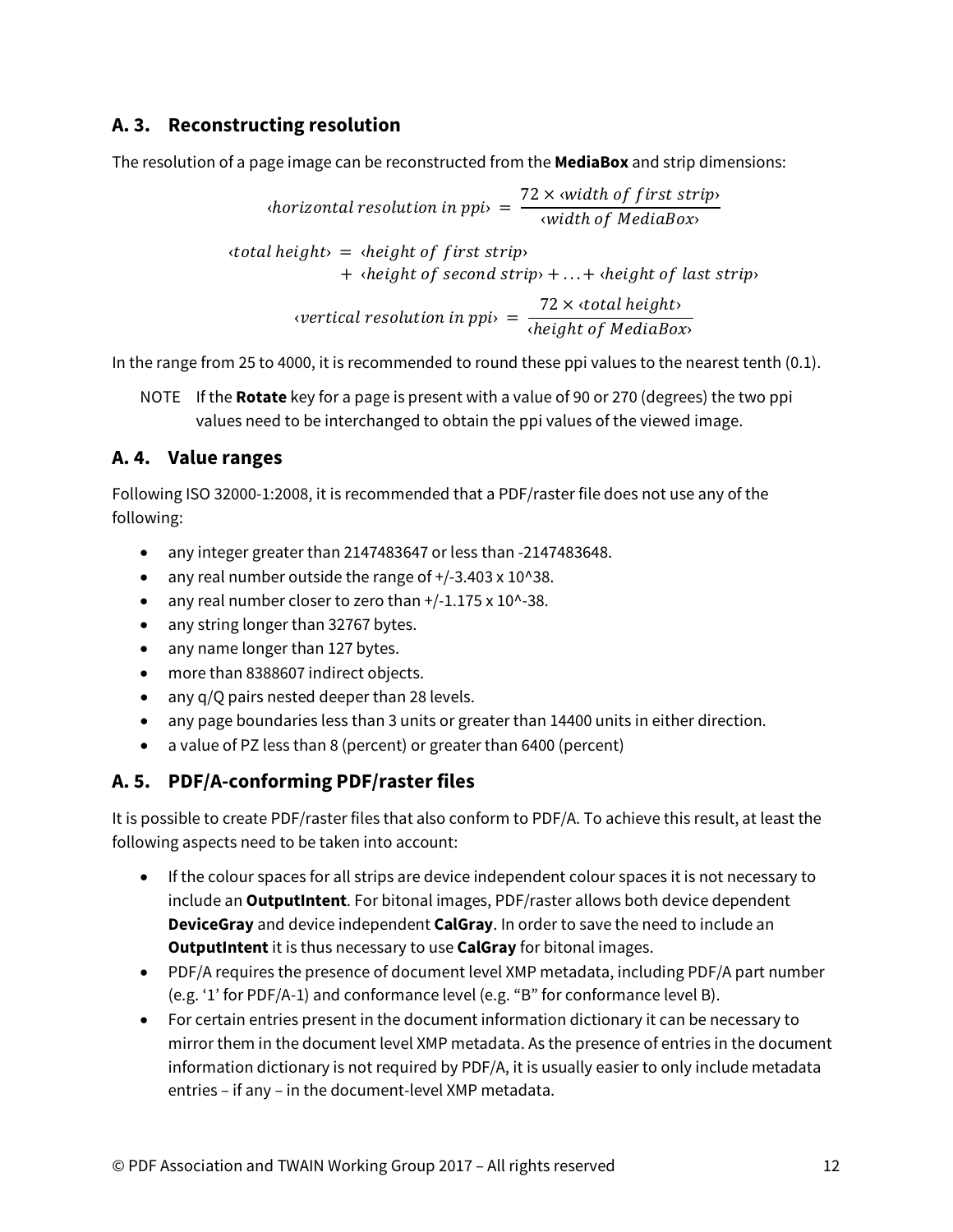## A. 3. Reconstructing resolution

The resolution of a page image can be reconstructed from the **MediaBox** and strip dimensions:

$$\langle \mathit{horizontal\ resolution\ in\ ppi} \rangle = \frac{72 \times \langle \mathit{width\ of\ first\ strip} \rangle}{\langle \mathit{width\ of\ MediaBox} \rangle}$$

$$\langle \mathit{total\ height} \rangle = \langle \mathit{height\ of\ first\ strip} \rangle + \langle \mathit{height\ of\ second\ strip} \rangle + \ldots + \langle \mathit{height\ of\ last\ strip} \rangle$$

$$\langle \mathit{vertical\ resolution\ in\ ppi} \rangle = \frac{72 \times \langle \mathit{total\ height} \rangle}{\langle \mathit{height\ of\ MediaBox} \rangle}$$

In the range from 25 to 4000, it is recommended to round these ppi values to the nearest tenth (0.1).

NOTE If the **Rotate** key for a page is present with a value of 90 or 270 (degrees) the two ppi values need to be interchanged to obtain the ppi values of the viewed image.

## A. 4. Value ranges

Following ISO 32000-1:2008, it is recommended that a PDF/raster file does not use any of the following:

- any integer greater than 2147483647 or less than -2147483648.
- any real number outside the range of +/-3.403 x 10^38.
- any real number closer to zero than +/-1.175 x 10^-38.
- any string longer than 32767 bytes.
- any name longer than 127 bytes.
- more than 8388607 indirect objects.
- any q/Q pairs nested deeper than 28 levels.
- any page boundaries less than 3 units or greater than 14400 units in either direction.
- a value of PZ less than 8 (percent) or greater than 6400 (percent)

## A. 5. PDF/A-conforming PDF/raster files

It is possible to create PDF/raster files that also conform to PDF/A. To achieve this result, at least the following aspects need to be taken into account:

- If the colour spaces for all strips are device independent colour spaces it is not necessary to include an **OutputIntent**. For bitonal images, PDF/raster allows both device dependent **DeviceGray** and device independent **CalGray**. In order to save the need to include an **OutputIntent** it is thus necessary to use **CalGray** for bitonal images.
- PDF/A requires the presence of document level XMP metadata, including PDF/A part number (e.g. '1' for PDF/A-1) and conformance level (e.g. "B" for conformance level B).
- For certain entries present in the document information dictionary it can be necessary to mirror them in the document level XMP metadata. As the presence of entries in the document information dictionary is not required by PDF/A, it is usually easier to only include metadata entries – if any – in the document-level XMP metadata.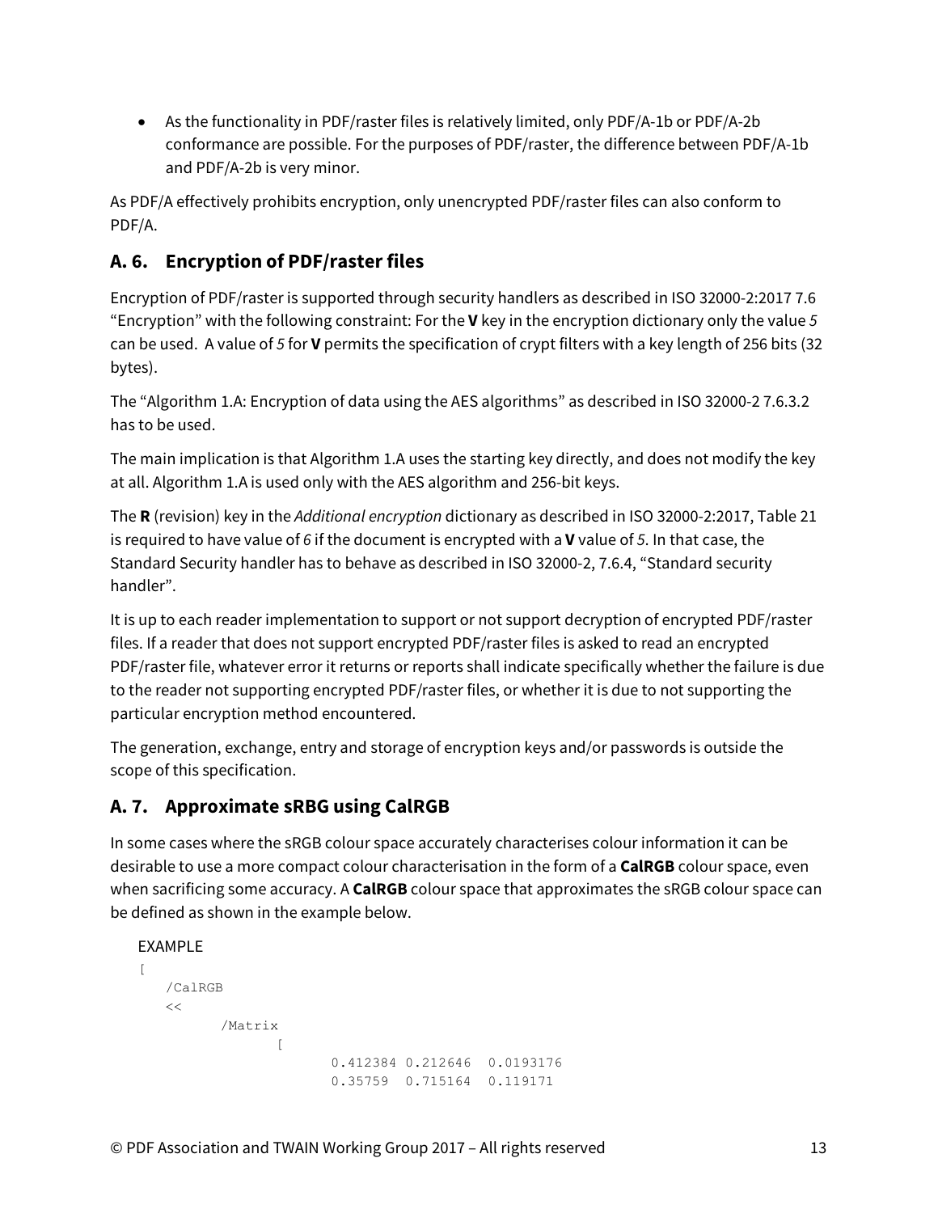- As the functionality in PDF/raster files is relatively limited, only PDF/A-1b or PDF/A-2b conformance are possible. For the purposes of PDF/raster, the difference between PDF/A-1b and PDF/A-2b is very minor.

As PDF/A effectively prohibits encryption, only unencrypted PDF/raster files can also conform to PDF/A.

## A. 6. Encryption of PDF/raster files

Encryption of PDF/raster is supported through security handlers as described in ISO 32000-2:2017 7.6 "Encryption" with the following constraint: For the **V** key in the encryption dictionary only the value *5* can be used. A value of *5* for **V** permits the specification of crypt filters with a key length of 256 bits (32 bytes).

The "Algorithm 1.A: Encryption of data using the AES algorithms" as described in ISO 32000-2 7.6.3.2 has to be used.

The main implication is that Algorithm 1.A uses the starting key directly, and does not modify the key at all. Algorithm 1.A is used only with the AES algorithm and 256-bit keys.

The **R** (revision) key in the *Additional encryption* dictionary as described in ISO 32000-2:2017, Table 21 is required to have value of *6* if the document is encrypted with a **V** value of *5*. In that case, the Standard Security handler has to behave as described in ISO 32000-2, 7.6.4, "Standard security handler".

It is up to each reader implementation to support or not support decryption of encrypted PDF/raster files. If a reader that does not support encrypted PDF/raster files is asked to read an encrypted PDF/raster file, whatever error it returns or reports shall indicate specifically whether the failure is due to the reader not supporting encrypted PDF/raster files, or whether it is due to not supporting the particular encryption method encountered.

The generation, exchange, entry and storage of encryption keys and/or passwords is outside the scope of this specification.

## A. 7. Approximate sRBG using CalRGB

In some cases where the sRGB colour space accurately characterises colour information it can be desirable to use a more compact colour characterisation in the form of a **CalRGB** colour space, even when sacrificing some accuracy. A **CalRGB** colour space that approximates the sRGB colour space can be defined as shown in the example below.

EXAMPLE

```
[
    /CalRGB
    <<
        /Matrix
            [
                0.412384 0.212646  0.0193176
                0.35759  0.715164  0.119171
```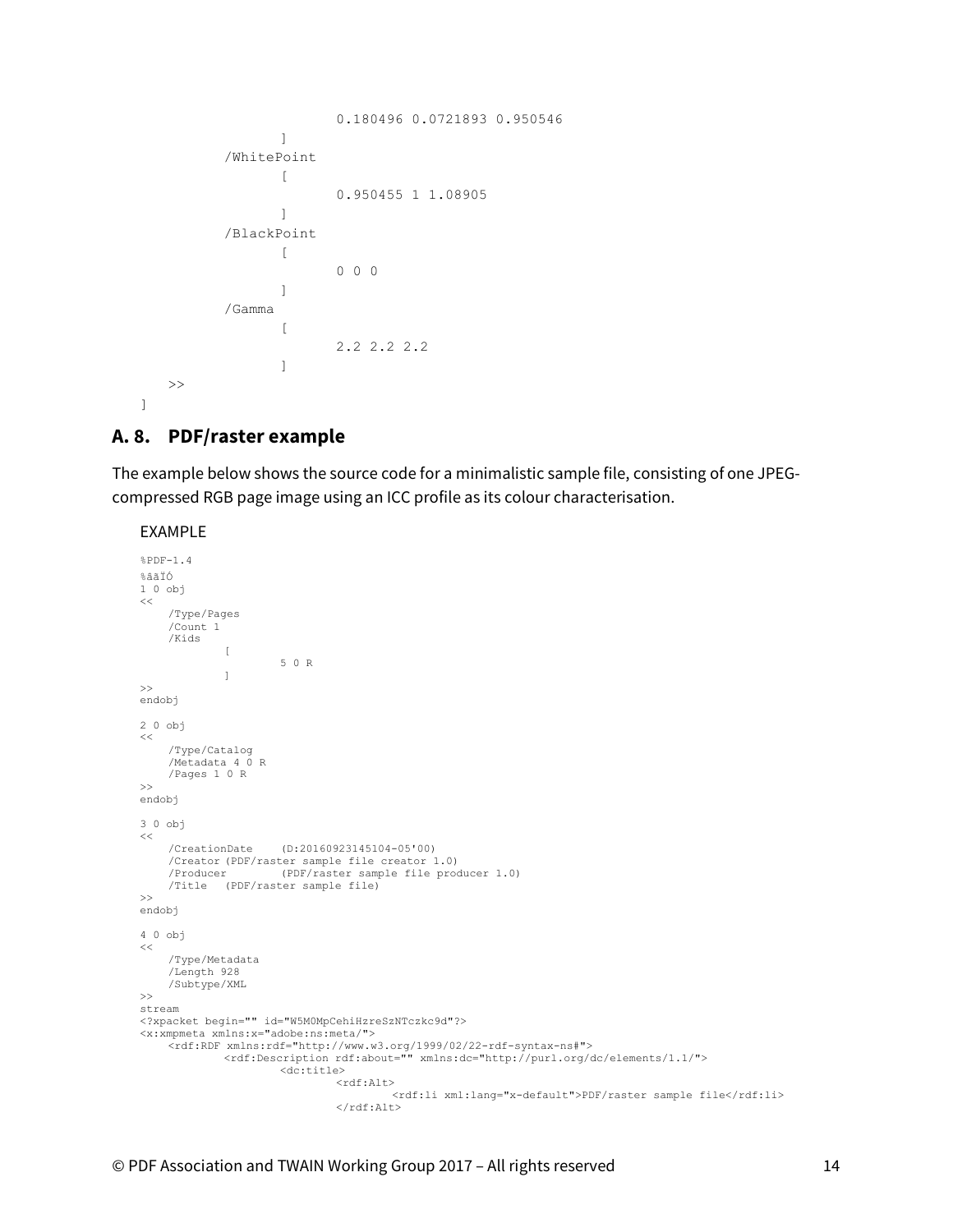```
                        0.180496 0.0721893 0.950546
                ]
        /WhitePoint
                [
                        0.950455 1 1.08905
                ]
        /BlackPoint
                [
                        0 0 0
                ]
        /Gamma
                [
                        2.2 2.2 2.2
                ]
    >>
]
```

## A. 8. PDF/raster example

The example below shows the source code for a minimalistic sample file, consisting of one JPEG-compressed RGB page image using an ICC profile as its colour characterisation.

EXAMPLE

```
%PDF-1.4
%âãÏÓ
1 0 obj
<<
    /Type/Pages
    /Count 1
    /Kids
            [
                    5 0 R
            ]
>>
endobj

2 0 obj
<<
    /Type/Catalog
    /Metadata 4 0 R
    /Pages 1 0 R
>>
endobj

3 0 obj
<<
    /CreationDate    (D:20160923145104-05'00)
    /Creator (PDF/raster sample file creator 1.0)
    /Producer        (PDF/raster sample file producer 1.0)
    /Title   (PDF/raster sample file)
>>
endobj

4 0 obj
<<
    /Type/Metadata
    /Length 928
    /Subtype/XML
>>
stream
<?xpacket begin="" id="W5M0MpCehiHzreSzNTczkc9d"?>
<x:xmpmeta xmlns:x="adobe:ns:meta/">
    <rdf:RDF xmlns:rdf="http://www.w3.org/1999/02/22-rdf-syntax-ns#">
            <rdf:Description rdf:about="" xmlns:dc="http://purl.org/dc/elements/1.1/">
                    <dc:title>
                            <rdf:Alt>
                                    <rdf:li xml:lang="x-default">PDF/raster sample file</rdf:li>
                            </rdf:Alt>
```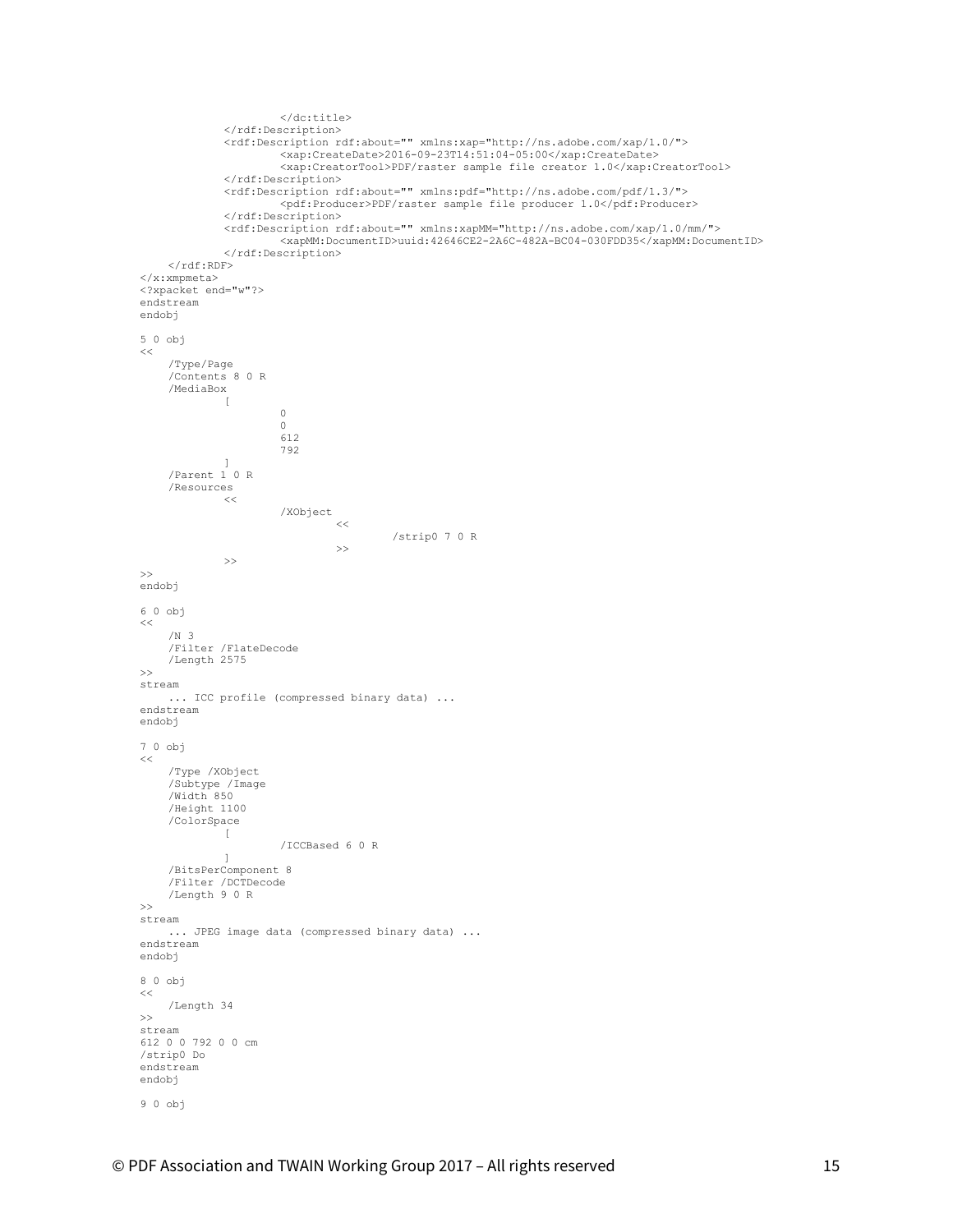```
                    </dc:title>
            </rdf:Description>
            <rdf:Description rdf:about="" xmlns:xap="http://ns.adobe.com/xap/1.0/">
                    <xap:CreateDate>2016-09-23T14:51:04-05:00</xap:CreateDate>
                    <xap:CreatorTool>PDF/raster sample file creator 1.0</xap:CreatorTool>
            </rdf:Description>
            <rdf:Description rdf:about="" xmlns:pdf="http://ns.adobe.com/pdf/1.3/">
                    <pdf:Producer>PDF/raster sample file producer 1.0</pdf:Producer>
            </rdf:Description>
            <rdf:Description rdf:about="" xmlns:xapMM="http://ns.adobe.com/xap/1.0/mm/">
                    <xapMM:DocumentID>uuid:42646CE2-2A6C-482A-BC04-030FDD35</xapMM:DocumentID>
            </rdf:Description>
    </rdf:RDF>
</x:xmpmeta>
<?xpacket end="w"?>
endstream
endobj

5 0 obj
<<
    /Type/Page
    /Contents 8 0 R
    /MediaBox
            [
                    0
                    0
                    612
                    792
            ]
    /Parent 1 0 R
    /Resources
            <<
                    /XObject
                            <<
                                    /strip0 7 0 R
                            >>
            >>
>>
endobj

6 0 obj
<<
    /N 3
    /Filter /FlateDecode
    /Length 2575
>>
stream
    ... ICC profile (compressed binary data) ...
endstream
endobj

7 0 obj
<<
    /Type /XObject
    /Subtype /Image
    /Width 850
    /Height 1100
    /ColorSpace
            [
                    /ICCBased 6 0 R
            ]
    /BitsPerComponent 8
    /Filter /DCTDecode
    /Length 9 0 R
>>
stream
    ... JPEG image data (compressed binary data) ...
endstream
endobj

8 0 obj
<<
    /Length 34
>>
stream
612 0 0 792 0 0 cm
/strip0 Do
endstream
endobj

9 0 obj
```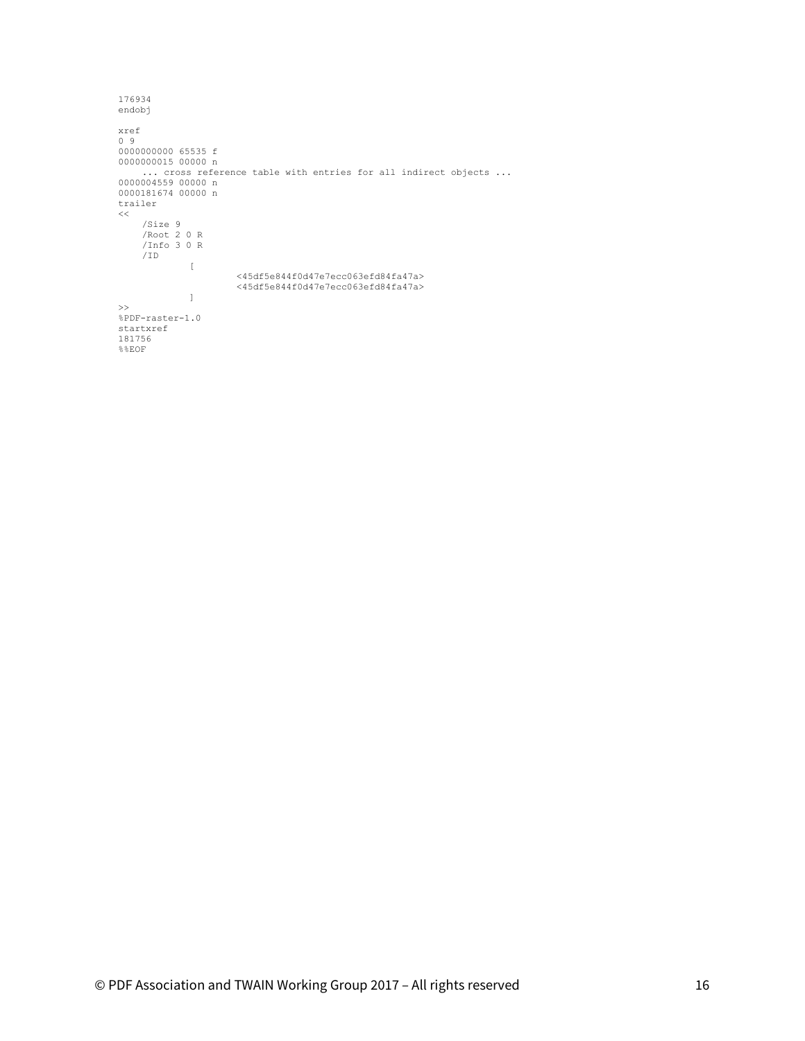```
176934
endobj

xref
0 9
0000000000 65535 f
0000000015 00000 n
    ... cross reference table with entries for all indirect objects ...
0000004559 00000 n
0000181674 00000 n
trailer
<<
    /Size 9
    /Root 2 0 R
    /Info 3 0 R
    /ID
            [
                    <45df5e844f0d47e7ecc063efd84fa47a>
                    <45df5e844f0d47e7ecc063efd84fa47a>
            ]
>>
%PDF-raster-1.0
startxref
181756
%%EOF
```

© PDF Association and TWAIN Working Group 2017 – All rights reserved